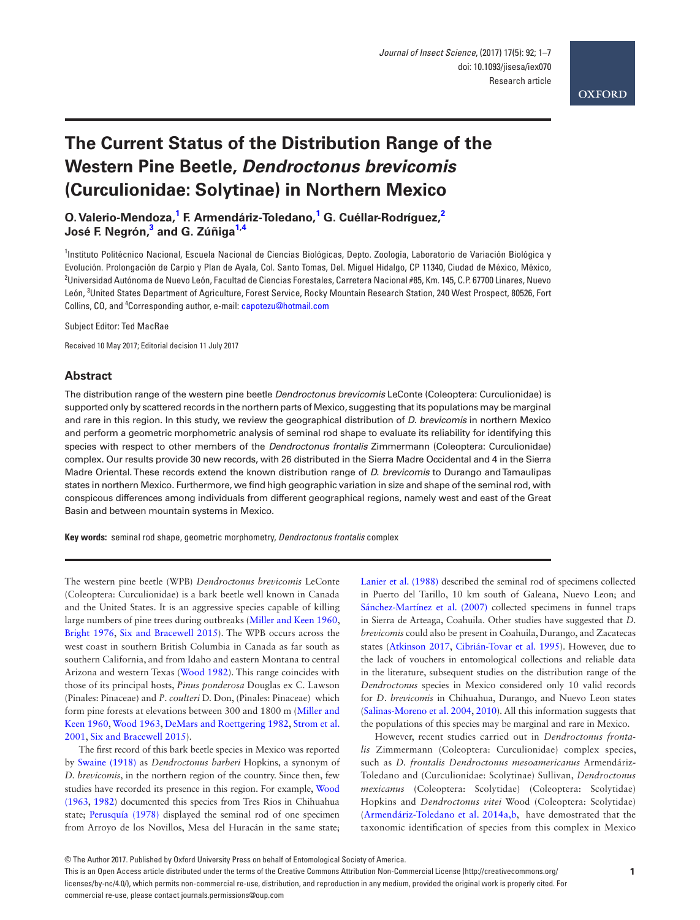# The Current Status of the Distribution Range of the Western Pine Beetle, *Dendroctonus brevicomis* (Curculionidae: Solytinae) in Northern Mexico

**O. Valerio-Mendoza,[1] F. Armendáriz-Toledano,[1] G. Cuéllar-Rodríguez,[2] José F. Negrón,[3] and G. Zúñiga[1,4]**

[1]Instituto Politécnico Nacional, Escuela Nacional de Ciencias Biológicas, Depto. Zoología, Laboratorio de Variación Biológica y Evolución. Prolongación de Carpio y Plan de Ayala, Col. Santo Tomas, Del. Miguel Hidalgo, CP 11340, Ciudad de México, México, [2]Universidad Autónoma de Nuevo León, Facultad de Ciencias Forestales, Carretera Nacional #85, Km. 145, C.P. 67700 Linares, Nuevo León, [3]United States Department of Agriculture, Forest Service, Rocky Mountain Research Station, 240 West Prospect, 80526, Fort Collins, CO, and [4]Corresponding author, e-mail: capotezu@hotmail.com

Subject Editor: Ted MacRae

Received 10 May 2017; Editorial decision 11 July 2017

## Abstract

The distribution range of the western pine beetle *Dendroctonus brevicomis* LeConte (Coleoptera: Curculionidae) is supported only by scattered records in the northern parts of Mexico, suggesting that its populations may be marginal and rare in this region. In this study, we review the geographical distribution of *D. brevicomis* in northern Mexico and perform a geometric morphometric analysis of seminal rod shape to evaluate its reliability for identifying this species with respect to other members of the *Dendroctonus frontalis* Zimmermann (Coleoptera: Curculionidae) complex. Our results provide 30 new records, with 26 distributed in the Sierra Madre Occidental and 4 in the Sierra Madre Oriental. These records extend the known distribution range of *D. brevicomis* to Durango and Tamaulipas states in northern Mexico. Furthermore, we find high geographic variation in size and shape of the seminal rod, with conspicous differences among individuals from different geographical regions, namely west and east of the Great Basin and between mountain systems in Mexico.

**Key words:** seminal rod shape, geometric morphometry, *Dendroctonus frontalis* complex

The western pine beetle (WPB) *Dendroctonus brevicomis* LeConte (Coleoptera: Curculionidae) is a bark beetle well known in Canada and the United States. It is an aggressive species capable of killing large numbers of pine trees during outbreaks (Miller and Keen 1960, Bright 1976, Six and Bracewell 2015). The WPB occurs across the west coast in southern British Columbia in Canada as far south as southern California, and from Idaho and eastern Montana to central Arizona and western Texas (Wood 1982). This range coincides with those of its principal hosts, *Pinus ponderosa* Douglas ex C. Lawson (Pinales: Pinaceae) and *P. coulteri* D. Don, (Pinales: Pinaceae) which form pine forests at elevations between 300 and 1800 m (Miller and Keen 1960, Wood 1963, DeMars and Roettgering 1982, Strom et al. 2001, Six and Bracewell 2015).

The first record of this bark beetle species in Mexico was reported by Swaine (1918) as *Dendroctonus barberi* Hopkins, a synonym of *D. brevicomis*, in the northern region of the country. Since then, few studies have recorded its presence in this region. For example, Wood (1963, 1982) documented this species from Tres Rios in Chihuahua state; Perusquía (1978) displayed the seminal rod of one specimen from Arroyo de los Novillos, Mesa del Huracán in the same state; Lanier et al. (1988) described the seminal rod of specimens collected in Puerto del Tarillo, 10 km south of Galeana, Nuevo Leon; and Sánchez-Martínez et al. (2007) collected specimens in funnel traps in Sierra de Arteaga, Coahuila. Other studies have suggested that *D. brevicomis* could also be present in Coahuila, Durango, and Zacatecas states (Atkinson 2017, Cibrián-Tovar et al. 1995). However, due to the lack of vouchers in entomological collections and reliable data in the literature, subsequent studies on the distribution range of the *Dendroctonus* species in Mexico considered only 10 valid records for *D. brevicomis* in Chihuahua, Durango, and Nuevo Leon states (Salinas-Moreno et al. 2004, 2010). All this information suggests that the populations of this species may be marginal and rare in Mexico.

However, recent studies carried out in *Dendroctonus frontalis* Zimmermann (Coleoptera: Curculionidae) complex species, such as *D. frontalis Dendroctonus mesoamericanus* Armendáriz-Toledano and (Curculionidae: Scolytinae) Sullivan, *Dendroctonus mexicanus* (Coleoptera: Scolytidae) (Coleoptera: Scolytidae) Hopkins and *Dendroctonus vitei* Wood (Coleoptera: Scolytidae) (Armendáriz-Toledano et al. 2014a,b, have demostrated that the taxonomic identification of species from this complex in Mexico

© The Author 2017. Published by Oxford University Press on behalf of Entomological Society of America.
This is an Open Access article distributed under the terms of the Creative Commons Attribution Non-Commercial License (http://creativecommons.org/licenses/by-nc/4.0/), which permits non-commercial re-use, distribution, and reproduction in any medium, provided the original work is properly cited. For commercial re-use, please contact journals.permissions@oup.com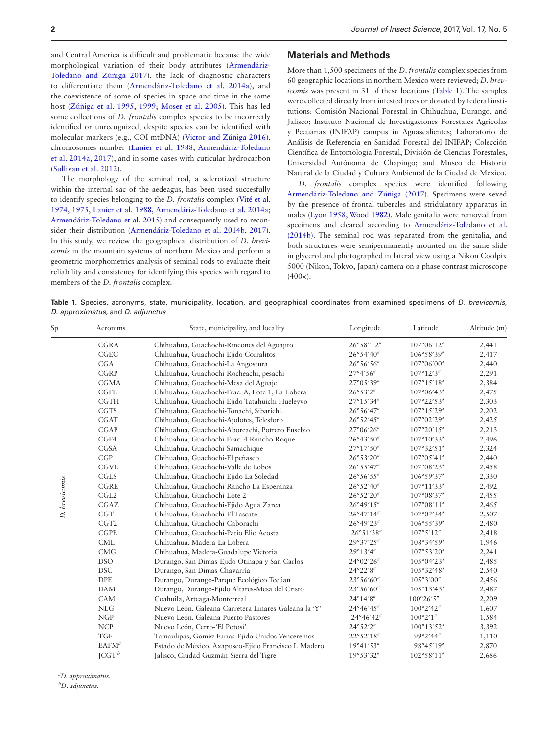and Central America is difficult and problematic because the wide morphological variation of their body attributes (Armendáriz-Toledano and Zúñiga 2017), the lack of diagnostic characters to differentiate them (Armendáriz-Toledano et al. 2014a), and the coexistence of some of species in space and time in the same host (Zúñiga et al. 1995, 1999; Moser et al. 2005). This has led some collections of *D. frontalis* complex species to be incorrectly identified or unrecognized, despite species can be identified with molecular markers (e.g., COI mtDNA) (Victor and Zúñiga 2016), chromosomes number (Lanier et al. 1988, Armendáriz-Toledano et al. 2014a, 2017), and in some cases with cuticular hydrocarbon (Sullivan et al. 2012).

The morphology of the seminal rod, a sclerotized structure within the internal sac of the aedeagus, has been used succesfully to identify species belonging to the *D. frontalis* complex (Vité et al. 1974, 1975, Lanier et al. 1988, Armendáriz-Toledano et al. 2014a; Armendáriz-Toledano et al. 2015) and consequently used to reconsider their distribution (Armendáriz-Toledano et al. 2014b, 2017). In this study, we review the geographical distribution of *D. brevicomis* in the mountain systems of northern Mexico and perform a geometric morphometrics analysis of seminal rods to evaluate their reliability and consistency for identifying this species with regard to members of the *D. frontalis* complex.

## Materials and Methods

More than 1,500 specimens of the *D. frontalis* complex species from 60 geographic locations in northern Mexico were reviewed; *D. brevicomis* was present in 31 of these locations (Table 1). The samples were collected directly from infested trees or donated by federal institutions: Comisión Nacional Forestal in Chihuahua, Durango, and Jalisco; Instituto Nacional de Investigaciones Forestales Agrícolas y Pecuarias (INIFAP) campus in Aguascalientes; Laboratorio de Análisis de Referencia en Sanidad Forestal del INIFAP; Colección Científica de Entomología Forestal, División de Ciencias Forestales, Universidad Autónoma de Chapingo; and Museo de Historia Natural de la Ciudad y Cultura Ambiental de la Ciudad de Mexico.

*D. frontalis* complex species were identified following Armendáriz-Toledano and Zúñiga (2017). Specimens were sexed by the presence of frontal tubercles and stridulatory apparatus in males (Lyon 1958, Wood 1982). Male genitalia were removed from specimens and cleared according to Armendáriz-Toledano et al. (2014b). The seminal rod was separated from the genitalia, and both structures were semipermanently mounted on the same slide in glycerol and photographed in lateral view using a Nikon Coolpix 5000 (Nikon, Tokyo, Japan) camera on a phase contrast microscope (400×).

**Table 1.** Species, acronyms, state, municipality, location, and geographical coordinates from examined specimens of *D. brevicomis*, *D. approximatus*, and *D. adjunctus*

| Sp | Acronims | State, municipality, and locality | Longitude | Latitude | Altitude (m) |
|---|---|---|---|---|---|
| *D. brevicomis* | CGRA | Chihuahua, Guachochi-Rincones del Aguajito | 26°58′′12″ | 107°06′12″ | 2,441 |
| | CGEC | Chihuahua, Guachochi-Ejido Corralitos | 26°54′40″ | 106°58′39″ | 2,417 |
| | CGA | Chihuahua, Guachochi-La Angostura | 26°56′56″ | 107°06′00″ | 2,440 |
| | CGRP | Chihuahua, Guachochi-Rocheachi, pesachi | 27°4′56″ | 107°12′3″ | 2,291 |
| | CGMA | Chihuahua, Guachochi-Mesa del Aguaje | 27°05′39″ | 107°15′18″ | 2,384 |
| | CGFL | Chihuahua, Guachochi-Frac. A, Lote 1, La Lobera | 26°53′2″ | 107°06′43″ | 2,475 |
| | CGTH | Chihuahua, Guachochi-Ejido Tatahuichi Hueleyvo | 27°15′34″ | 107°22′53″ | 2,303 |
| | CGTS | Chihuahua, Guachochi-Tonachi, Sibarichi. | 26°56′47″ | 107°15′29″ | 2,202 |
| | CGAT | Chihuahua, Guachochi-Ajolotes, Telesforo | 26°52′45″ | 107°02′29″ | 2,425 |
| | CGAP | Chihuahua, Guachochi-Aboreachi, Potrero Eusebio | 27°06′26″ | 107°20′15″ | 2,213 |
| | CGF4 | Chihuahua, Guachochi-Frac. 4 Rancho Roque. | 26°43′50″ | 107°10′33″ | 2,496 |
| | CGSA | Chihuahua, Guachochi-Samachique | 27°17′50″ | 107°32′51″ | 2,324 |
| | CGP | Chihuahua, Guachochi-El peñasco | 26°53′20″ | 107°05′41″ | 2,440 |
| | CGVL | Chihuahua, Guachochi-Valle de Lobos | 26°55′47″ | 107°08′23″ | 2,458 |
| | CGLS | Chihuahua, Guachochi-Ejido La Soledad | 26°56′55″ | 106°59′37″ | 2,330 |
| | CGRE | Chihuahua, Guachochi-Rancho La Esperanza | 26°52′40″ | 107°11′33″ | 2,492 |
| | CGL2 | Chihuahua, Guachochi-Lote 2 | 26°52′20″ | 107°08′37″ | 2,455 |
| | CGAZ | Chihuahua, Guachochi-Ejido Agua Zarca | 26°49′15″ | 107°08′11″ | 2,465 |
| | CGT | Chihuahua, Guachochi-El Tascate | 26°47′14″ | 107°07′34″ | 2,507 |
| | CGT2 | Chihuahua, Guachochi-Caborachi | 26°49′23″ | 106°55′39″ | 2,480 |
| | CGPE | Chihuahua, Guachochi-Patio Elio Acosta | 26°51′38″ | 107°5′12″ | 2,418 |
| | CML | Chihuahua, Madera-La Lobera | 29°37′25″ | 108°34′59″ | 1,946 |
| | CMG | Chihuahua, Madera-Guadalupe Victoria | 29°13′4″ | 107°53′20″ | 2,241 |
| | DSO | Durango, San Dimas-Ejido Otinapa y San Carlos | 24°02′26″ | 105°04′23″ | 2,485 |
| | DSC | Durango, San Dimas-Chavarría | 24°22′8″ | 105°32′48″ | 2,540 |
| | DPE | Durango, Durango-Parque Ecológico Tecúan | 23°56′60″ | 105°3′00″ | 2,456 |
| | DAM | Durango, Durango-Ejido Altares-Mesa del Cristo | 23°56′60″ | 105°13′43″ | 2,487 |
| | CAM | Coahuila, Arteaga-Monterreal | 24°14′8″ | 100°26′5″ | 2,209 |
| | NLG | Nuevo León, Galeana-Carretera Linares-Galeana la 'Y' | 24°46′45″ | 100°2′42″ | 1,607 |
| | NGP | Nuevo León, Galeana-Puerto Pastores | 24°46′42″ | 100°2′1″ | 1,584 |
| | NCP | Nuevo León, Cerro-'El Potosí' | 24°52′2″ | 100°13′52″ | 3,392 |
| | TGF | Tamaulipas, Goméz Farias-Ejido Unidos Venceremos | 22°52′18″ | 99°2′44″ | 1,110 |
| | EAFM[a] | Estado de México, Axapusco-Ejido Francisco I. Madero | 19°41′53″ | 98°45′19″ | 2,870 |
| | JCGT[b] | Jalisco, Ciudad Guzmán-Sierra del Tigre | 19°53′32″ | 102°58′11″ | 2,686 |

[a]*D. approximatus*.
[b]*D. adjunctus*.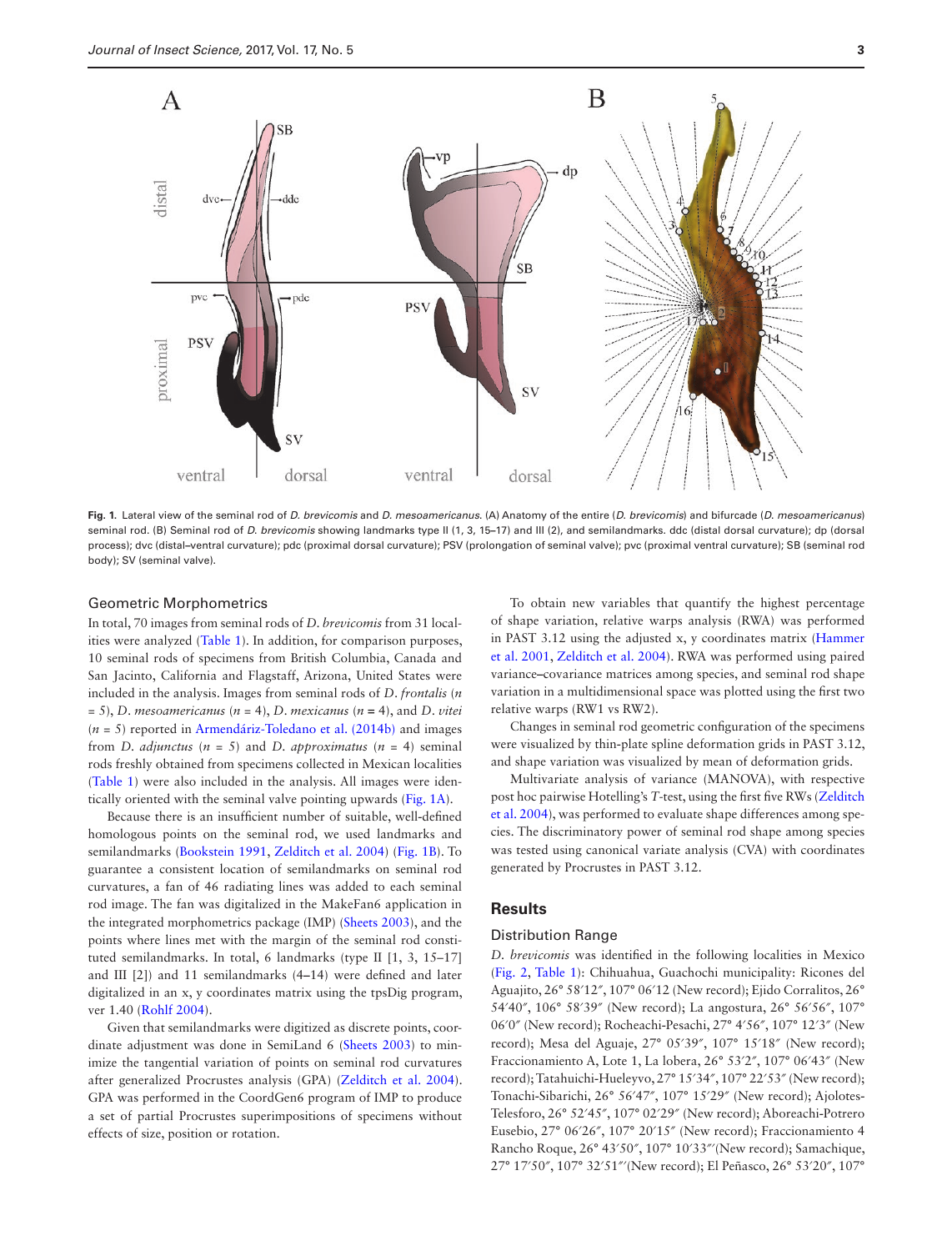Fig. 1. Lateral view of the seminal rod of *D. brevicomis* and *D. mesoamericanus*. (A) Anatomy of the entire (*D. brevicomis*) and bifurcade (*D. mesoamericanus*) seminal rod. (B) Seminal rod of *D. brevicomis* showing landmarks type II (1, 3, 15–17) and III (2), and semilandmarks. ddc (distal dorsal curvature); dp (dorsal process); dvc (distal–ventral curvature); pdc (proximal dorsal curvature); PSV (prolongation of seminal valve); pvc (proximal ventral curvature); SB (seminal rod body); SV (seminal valve).

## Geometric Morphometrics

In total, 70 images from seminal rods of *D. brevicomis* from 31 localities were analyzed (Table 1). In addition, for comparison purposes, 10 seminal rods of specimens from British Columbia, Canada and San Jacinto, California and Flagstaff, Arizona, United States were included in the analysis. Images from seminal rods of *D. frontalis* ($n = 5$), *D. mesoamericanus* ($n = 4$), *D. mexicanus* ($n = 4$), and *D. vitei* ($n = 5$) reported in Armendáriz-Toledano et al. (2014b) and images from *D. adjunctus* ($n = 5$) and *D. approximatus* ($n = 4$) seminal rods freshly obtained from specimens collected in Mexican localities (Table 1) were also included in the analysis. All images were identically oriented with the seminal valve pointing upwards (Fig. 1A).

Because there is an insufficient number of suitable, well-defined homologous points on the seminal rod, we used landmarks and semilandmarks (Bookstein 1991, Zelditch et al. 2004) (Fig. 1B). To guarantee a consistent location of semilandmarks on seminal rod curvatures, a fan of 46 radiating lines was added to each seminal rod image. The fan was digitalized in the MakeFan6 application in the integrated morphometrics package (IMP) (Sheets 2003), and the points where lines met with the margin of the seminal rod constituted semilandmarks. In total, 6 landmarks (type II [1, 3, 15–17] and III [2]) and 11 semilandmarks (4–14) were defined and later digitalized in an x, y coordinates matrix using the tpsDig program, ver 1.40 (Rohlf 2004).

Given that semilandmarks were digitized as discrete points, coordinate adjustment was done in SemiLand 6 (Sheets 2003) to minimize the tangential variation of points on seminal rod curvatures after generalized Procrustes analysis (GPA) (Zelditch et al. 2004). GPA was performed in the CoordGen6 program of IMP to produce a set of partial Procrustes superimpositions of specimens without effects of size, position or rotation.

To obtain new variables that quantify the highest percentage of shape variation, relative warps analysis (RWA) was performed in PAST 3.12 using the adjusted x, y coordinates matrix (Hammer et al. 2001, Zelditch et al. 2004). RWA was performed using paired variance–covariance matrices among species, and seminal rod shape variation in a multidimensional space was plotted using the first two relative warps (RW1 vs RW2).

Changes in seminal rod geometric configuration of the specimens were visualized by thin-plate spline deformation grids in PAST 3.12, and shape variation was visualized by mean of deformation grids.

Multivariate analysis of variance (MANOVA), with respective post hoc pairwise Hotelling's *T*-test, using the first five RWs (Zelditch et al. 2004), was performed to evaluate shape differences among species. The discriminatory power of seminal rod shape among species was tested using canonical variate analysis (CVA) with coordinates generated by Procrustes in PAST 3.12.

# Results

## Distribution Range

*D. brevicomis* was identified in the following localities in Mexico (Fig. 2, Table 1): Chihuahua, Guachochi municipality: Ricones del Aguajito, 26° 58′12″, 107° 06′12 (New record); Ejido Corralitos, 26° 54′40″, 106° 58′39″ (New record); La angostura, 26° 56′56″, 107° 06′0″ (New record); Rocheachi-Pesachi, 27° 4′56″, 107° 12′3″ (New record); Mesa del Aguaje, 27° 05′39″, 107° 15′18″ (New record); Fraccionamiento A, Lote 1, La lobera, 26° 53′2″, 107° 06′43″ (New record); Tatahuichi-Hueleyvo, 27° 15′34″, 107° 22′53″ (New record); Tonachi-Sibarichi, 26° 56′47″, 107° 15′29″ (New record); Ajolotes-Telesforo, 26° 52′45″, 107° 02′29″ (New record); Aboreachi-Potrero Eusebio, 27° 06′26″, 107° 20′15″ (New record); Fraccionamiento 4 Rancho Roque, 26° 43′50″, 107° 10′33″(New record); Samachique, 27° 17′50″, 107° 32′51″(New record); El Peñasco, 26° 53′20″, 107°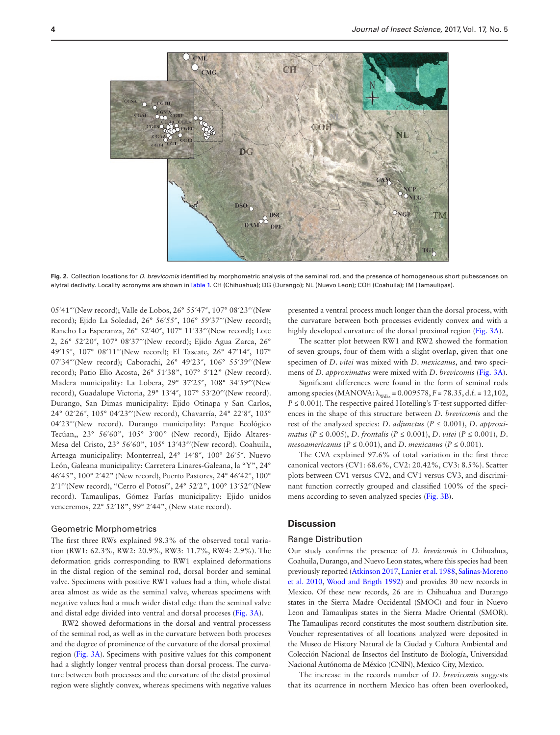**Fig. 2.** Collection locations for *D. brevicomis* identified by morphometric analysis of the seminal rod, and the presence of homogeneous short pubescences on elytral declivity. Locality acronyms are shown in Table 1. CH (Chihuahua); DG (Durango); NL (Nuevo Leon); COH (Coahuila); TM (Tamaulipas).

05′41″(New record); Valle de Lobos, 26° 55′47″, 107° 08′23″(New record); Ejido La Soledad, 26° 56′55″, 106° 59′37″(New record); Rancho La Esperanza, 26° 52′40″, 107° 11′33″(New record); Lote 2, 26° 52′20″, 107° 08′37″(New record); Ejido Agua Zarca, 26° 49′15″, 107° 08′11″(New record); El Tascate, 26° 47′14″, 107° 07′34″(New record); Caborachi, 26° 49′23″, 106° 55′39″(New record); Patio Elio Acosta, 26° 51′38", 107° 5′12" (New record). Madera municipality: La Lobera, 29° 37′25″, 108° 34′59″(New record), Guadalupe Victoria, 29° 13′4″, 107° 53′20″(New record). Durango, San Dimas municipality: Ejido Otinapa y San Carlos, 24° 02′26″, 105° 04′23″(New record), Chavarría, 24° 22′8″, 105° 04′23″(New record). Durango municipality: Parque Ecológico Tecúan,, 23° 56′60″, 105° 3′00" (New record), Ejido Altares-Mesa del Cristo, 23° 56′60", 105° 13′43″(New record). Coahuila, Arteaga municipality: Monterreal, 24° 14′8″, 100° 26′5″. Nuevo León, Galeana municipality: Carretera Linares-Galeana, la "Y", 24° 46′45", 100° 2′42" (New record), Puerto Pastores, 24° 46′42″, 100° 2′1″(New record), "Cerro el Potosí", 24° 52′2", 100° 13′52″(New record). Tamaulipas, Gómez Farías municipality: Ejido unidos venceremos, 22° 52′18", 99° 2′44", (New state record).

### Geometric Morphometrics

The first three RWs explained 98.3% of the observed total variation (RW1: 62.3%, RW2: 20.9%, RW3: 11.7%, RW4: 2.9%). The deformation grids corresponding to RW1 explained deformations in the distal region of the seminal rod, dorsal border and seminal valve. Specimens with positive RW1 values had a thin, whole distal area almost as wide as the seminal valve, whereas specimens with negative values had a much wider distal edge than the seminal valve and distal edge divided into ventral and dorsal proceses (Fig. 3A).

RW2 showed deformations in the dorsal and ventral processess of the seminal rod, as well as in the curvature between both proceses and the degree of prominence of the curvature of the dorsal proximal region (Fig. 3A). Specimens with positive values for this component had a slightly longer ventral process than dorsal process. The curvature between both processes and the curvature of the distal proximal region were slightly convex, whereas specimens with negative values presented a ventral process much longer than the dorsal process, with the curvature between both processes evidently convex and with a highly developed curvature of the dorsal proximal region (Fig. 3A).

The scatter plot between RW1 and RW2 showed the formation of seven groups, four of them with a slight overlap, given that one specimen of *D. vitei* was mixed with *D. mexicanus*, and two specimens of *D. approximatus* were mixed with *D. brevicomis* (Fig. 3A).

Significant differences were found in the form of seminal rods among species (MANOVA: $\lambda_{\text{Wilks}} = 0.009578$, $F = 78.35$, d.f. = 12,102, $P \leq 0.001$). The respective paired Hotelling's $T$-test supported differences in the shape of this structure between *D. brevicomis* and the rest of the analyzed species: *D. adjunctus* ($P \leq 0.001$), *D. approximatus* ($P \leq 0.005$), *D. frontalis* ($P \leq 0.001$), *D. vitei* ($P \leq 0.001$), *D. mesoamericanus* ($P \leq 0.001$), and *D. mexicanus* ($P \leq 0.001$).

The CVA explained 97.6% of total variation in the first three canonical vectors (CV1: 68.6%, CV2: 20.42%, CV3: 8.5%). Scatter plots between CV1 versus CV2, and CV1 versus CV3, and discriminant function correctly grouped and classified 100% of the specimens according to seven analyzed species (Fig. 3B).

## Discussion

### Range Distribution

Our study confirms the presence of *D. brevicomis* in Chihuahua, Coahuila, Durango, and Nuevo Leon states, where this species had been previously reported (Atkinson 2017, Lanier et al. 1988, Salinas-Moreno et al. 2010, Wood and Brigth 1992) and provides 30 new records in Mexico. Of these new records, 26 are in Chihuahua and Durango states in the Sierra Madre Occidental (SMOC) and four in Nuevo Leon and Tamaulipas states in the Sierra Madre Oriental (SMOR). The Tamaulipas record constitutes the most southern distribution site. Voucher representatives of all locations analyzed were deposited in the Museo de History Natural de la Ciudad y Cultura Ambiental and Colección Nacional de Insectos del Instituto de Biología, Universidad Nacional Autónoma de México (CNIN), Mexico City, Mexico.

The increase in the records number of *D. brevicomis* suggests that its ocurrence in northern Mexico has often been overlooked,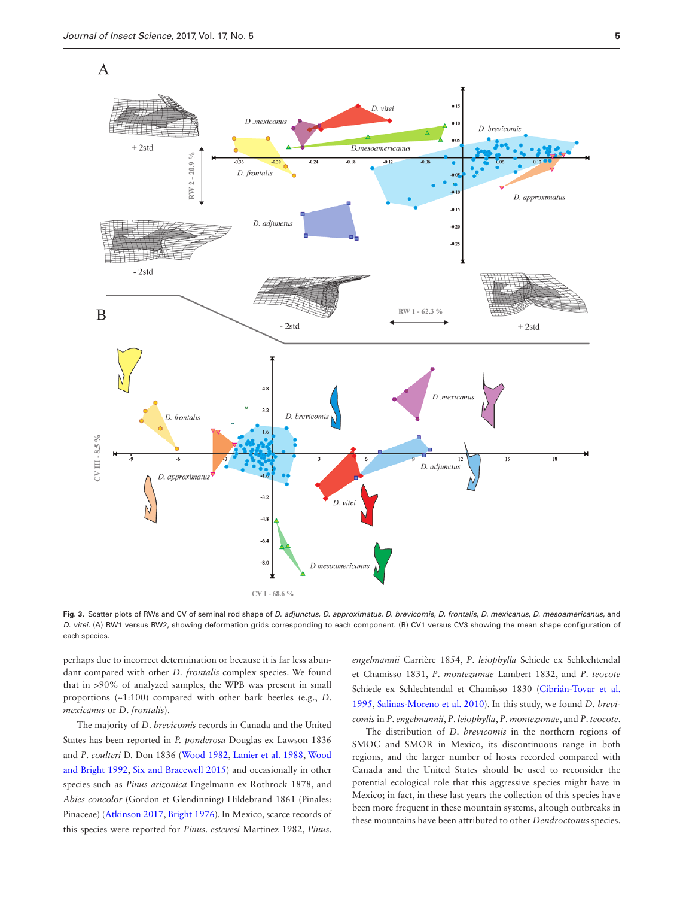**Fig. 3.** Scatter plots of RWs and CV of seminal rod shape of *D. adjunctus, D. approximatus, D. brevicomis, D. frontalis, D. mexicanus, D. mesoamericanus,* and *D. vitei.* (A) RW1 versus RW2, showing deformation grids corresponding to each component. (B) CV1 versus CV3 showing the mean shape configuration of each species.

perhaps due to incorrect determination or because it is far less abundant compared with other *D. frontalis* complex species. We found that in >90% of analyzed samples, the WPB was present in small proportions (~1:100) compared with other bark beetles (e.g., *D. mexicanus* or *D. frontalis*).

The majority of *D. brevicomis* records in Canada and the United States has been reported in *P. ponderosa* Douglas ex Lawson 1836 and *P. coulteri* D. Don 1836 (Wood 1982, Lanier et al. 1988, Wood and Bright 1992, Six and Bracewell 2015) and occasionally in other species such as *Pinus arizonica* Engelmann ex Rothrock 1878, and *Abies concolor* (Gordon et Glendinning) Hildebrand 1861 (Pinales: Pinaceae) (Atkinson 2017, Bright 1976). In Mexico, scarce records of this species were reported for *Pinus. estevesi* Martinez 1982, *Pinus. engelmannii* Carrière 1854, *P. leiophylla* Schiede ex Schlechtendal et Chamisso 1831, *P. montezumae* Lambert 1832, and *P. teocote* Schiede ex Schlechtendal et Chamisso 1830 (Cibrián-Tovar et al. 1995, Salinas-Moreno et al. 2010). In this study, we found *D. brevicomis* in *P. engelmannii*, *P. leiophylla*, *P. montezumae*, and *P. teocote*.

The distribution of *D. brevicomis* in the northern regions of SMOC and SMOR in Mexico, its discontinuous range in both regions, and the larger number of hosts recorded compared with Canada and the United States should be used to reconsider the potential ecological role that this aggressive species might have in Mexico; in fact, in these last years the collection of this species have been more frequent in these mountain systems, altough outbreaks in these mountains have been attributed to other *Dendroctonus* species.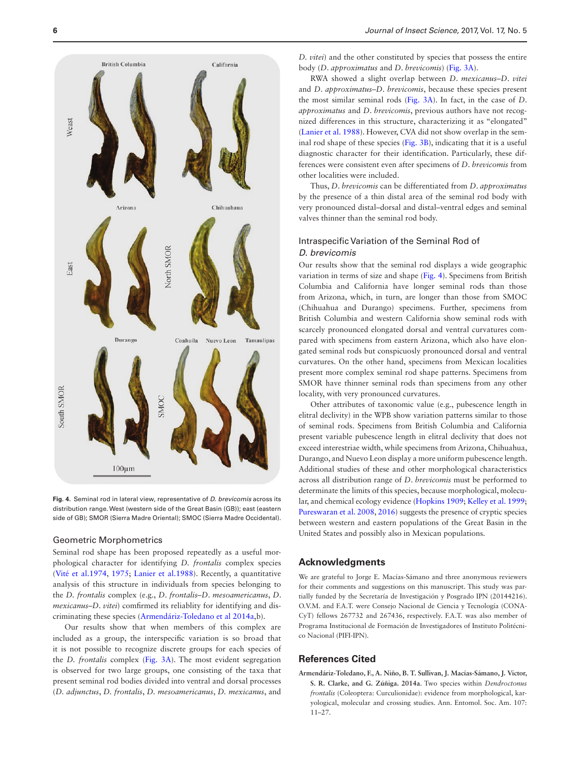Fig. 4. Seminal rod in lateral view, representative of *D. brevicomis* across its distribution range. West (western side of the Great Basin (GB)); east (eastern side of GB); SMOR (Sierra Madre Oriental); SMOC (Sierra Madre Occidental).

### Geometric Morphometrics

Seminal rod shape has been proposed repeatedly as a useful morphological character for identifying *D. frontalis* complex species (Vité et al.1974, 1975; Lanier et al.1988). Recently, a quantitative analysis of this structure in individuals from species belonging to the *D. frontalis* complex (e.g., *D. frontalis*–*D. mesoamericanus*, *D. mexicanus*–*D. vitei*) comfirmed its reliablity for identifying and discriminating these species (Armendáriz-Toledano et al 2014a,b).

Our results show that when members of this complex are included as a group, the interspecific variation is so broad that it is not possible to recognize discrete groups for each species of the *D. frontalis* complex (Fig. 3A). The most evident segregation is observed for two large groups, one consisting of the taxa that present seminal rod bodies divided into ventral and dorsal processes (*D. adjunctus*, *D. frontalis*, *D. mesoamericanus*, *D. mexicanus*, and *D. vitei*) and the other constituted by species that possess the entire body (*D. approximatus* and *D. brevicomis*) (Fig. 3A).

RWA showed a slight overlap between *D. mexicanus*–*D. vitei* and *D. approximatus*–*D. brevicomis*, because these species present the most similar seminal rods (Fig. 3A). In fact, in the case of *D. approximatus* and *D. brevicomis*, previous authors have not recognized differences in this structure, characterizing it as "elongated" (Lanier et al. 1988). However, CVA did not show overlap in the seminal rod shape of these species (Fig. 3B), indicating that it is a useful diagnostic character for their identification. Particularly, these differences were consistent even after specimens of *D. brevicomis* from other localities were included.

Thus, *D. brevicomis* can be differentiated from *D. approximatus* by the presence of a thin distal area of the seminal rod body with very pronounced distal–dorsal and distal–ventral edges and seminal valves thinner than the seminal rod body.

### Intraspecific Variation of the Seminal Rod of *D. brevicomis*

Our results show that the seminal rod displays a wide geographic variation in terms of size and shape (Fig. 4). Specimens from British Columbia and California have longer seminal rods than those from Arizona, which, in turn, are longer than those from SMOC (Chihuahua and Durango) specimens. Further, specimens from British Columbia and western California show seminal rods with scarcely pronounced elongated dorsal and ventral curvatures compared with specimens from eastern Arizona, which also have elongated seminal rods but conspicuously pronounced dorsal and ventral curvatures. On the other hand, specimens from Mexican localities present more complex seminal rod shape patterns. Specimens from SMOR have thinner seminal rods than specimens from any other locality, with very pronounced curvatures.

Other attributes of taxonomic value (e.g., pubescence length in elitral declivity) in the WPB show variation patterns similar to those of seminal rods. Specimens from British Columbia and California present variable pubescence length in elitral declivity that does not exceed interestriae width, while specimens from Arizona, Chihuahua, Durango, and Nuevo Leon display a more uniform pubescence length. Additional studies of these and other morphological characteristics across all distribution range of *D. brevicomis* must be performed to determinate the limits of this species, because morphological, molecular, and chemical ecology evidence (Hopkins 1909; Kelley et al. 1999; Pureswaran et al. 2008, 2016) suggests the presence of cryptic species between western and eastern populations of the Great Basin in the United States and possibly also in Mexican populations.

## Acknowledgments

We are grateful to Jorge E. Macías-Sámano and three anonymous reviewers for their comments and suggestions on this manuscript. This study was partially funded by the Secretaría de Investigación y Posgrado IPN (20144216). O.V.M. and F.A.T. were Consejo Nacional de Ciencia y Tecnología (CONACyT) fellows 267732 and 267436, respectively. F.A.T. was also member of Programa Institucional de Formación de Investigadores of Instituto Politécnico Nacional (PIFI-IPN).

## References Cited

**Armendáriz-Toledano, F., A. Niño, B. T. Sullivan, J. Macías-Sámano, J. Víctor, S. R. Clarke, and G. Zúñiga. 2014a**. Two species within *Dendroctonus frontalis* (Coleoptera: Curculionidae): evidence from morphological, karyological, molecular and crossing studies. Ann. Entomol. Soc. Am. 107: 11–27.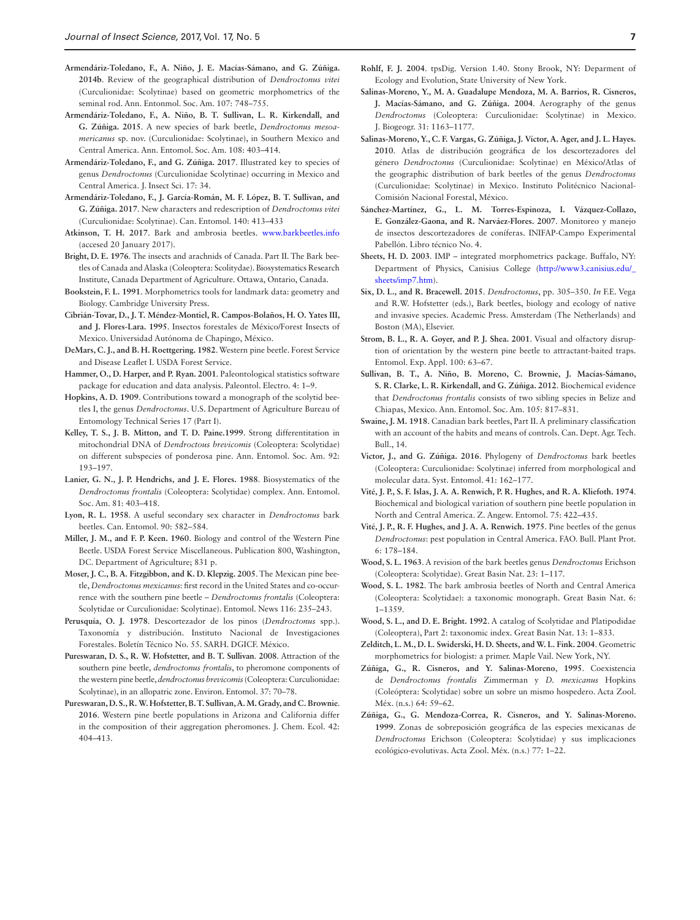**Armendáriz-Toledano, F., A. Niño, J. E. Macías-Sámano, and G. Zúñiga. 2014b**. Review of the geographical distribution of *Dendroctonus vitei* (Curculionidae: Scolytinae) based on geometric morphometrics of the seminal rod. Ann. Entonmol. Soc. Am. 107: 748–755.

**Armendáriz-Toledano, F., A. Niño, B. T. Sullivan, L. R. Kirkendall, and G. Zúñiga. 2015**. A new species of bark beetle, *Dendroctonus mesoamericanus* sp. nov. (Curculionidae: Scolytinae), in Southern Mexico and Central America. Ann. Entomol. Soc. Am. 108: 403–414.

**Armendáriz-Toledano, F., and G. Zúñiga. 2017**. Illustrated key to species of genus *Dendroctonus* (Curculionidae Scolytinae) occurring in Mexico and Central America. J. Insect Sci. 17: 34.

**Armendáriz-Toledano, F., J. García-Román, M. F. López, B. T. Sullivan, and G. Zúñiga. 2017**. New characters and redescription of *Dendroctonus vitei* (Curculionidae: Scolytinae). Can. Entomol. 140: 413–433

**Atkinson, T. H. 2017**. Bark and ambrosia beetles. www.barkbeetles.info (accesed 20 January 2017).

**Bright, D. E. 1976**. The insects and arachnids of Canada. Part II. The Bark beetles of Canada and Alaska (Coleoptera: Scolitydae). Biosystematics Research Institute, Canada Department of Agriculture. Ottawa, Ontario, Canada.

**Bookstein, F. L. 1991**. Morphometrics tools for landmark data: geometry and Biology. Cambridge University Press.

**Cibrián-Tovar, D., J. T. Méndez-Montiel, R. Campos-Bolaños, H. O. Yates III, and J. Flores-Lara. 1995**. Insectos forestales de México/Forest Insects of Mexico. Universidad Autónoma de Chapingo, México.

**DeMars, C. J., and B. H. Roettgering. 1982**. Western pine beetle. Forest Service and Disease Leaflet I. USDA Forest Service.

**Hammer, O., D. Harper, and P. Ryan. 2001**. Paleontological statistics software package for education and data analysis. Paleontol. Electro. 4: 1–9.

**Hopkins, A. D. 1909**. Contributions toward a monograph of the scolytid beetles I, the genus *Dendroctonus*. U.S. Department of Agriculture Bureau of Entomology Technical Series 17 (Part I).

**Kelley, T. S., J. B. Mitton, and T. D. Paine.1999**. Strong differentitation in mitochondrial DNA of *Dendroctous brevicomis* (Coleoptera: Scolytidae) on different subspecies of ponderosa pine. Ann. Entomol. Soc. Am. 92: 193–197.

**Lanier, G. N., J. P. Hendrichs, and J. E. Flores. 1988**. Biosystematics of the *Dendroctonus frontalis* (Coleoptera: Scolytidae) complex. Ann. Entomol. Soc. Am. 81: 403–418.

**Lyon, R. L. 1958**. A useful secondary sex character in *Dendroctonus* bark beetles. Can. Entomol. 90: 582–584.

**Miller, J. M., and F. P. Keen. 1960**. Biology and control of the Western Pine Beetle. USDA Forest Service Miscellaneous. Publication 800, Washington, DC. Department of Agriculture; 831 p.

**Moser, J. C., B. A. Fitzgibbon, and K. D. Klepzig. 2005**. The Mexican pine beetle, *Dendroctonus mexicanus*: first record in the United States and co-occurrence with the southern pine beetle – *Dendroctonus frontalis* (Coleoptera: Scolytidae or Curculionidae: Scolytinae). Entomol. News 116: 235–243.

**Perusquía, O. J. 1978**. Descortezador de los pinos (*Dendroctonus* spp.). Taxonomía y distribución. Instituto Nacional de Investigaciones Forestales. Boletín Técnico No. 55. SARH. DGICF. México.

**Pureswaran, D. S., R. W. Hofstetter, and B. T. Sullivan. 2008**. Attraction of the southern pine beetle, *dendroctonus frontalis*, to pheromone components of the western pine beetle, *dendroctonus brevicomis* (Coleoptera: Curculionidae: Scolytinae), in an allopatric zone. Environ. Entomol. 37: 70–78.

**Pureswaran, D. S., R. W. Hofstetter, B. T. Sullivan, A. M. Grady, and C. Brownie. 2016**. Western pine beetle populations in Arizona and California differ in the composition of their aggregation pheromones. J. Chem. Ecol. 42: 404–413.

**Rohlf, F. J. 2004**. tpsDig. Version 1.40. Stony Brook, NY: Deparment of Ecology and Evolution, State University of New York.

**Salinas-Moreno, Y., M. A. Guadalupe Mendoza, M. A. Barrios, R. Cisneros, J. Macías-Sámano, and G. Zúñiga. 2004**. Aerography of the genus *Dendroctonus* (Coleoptera: Curculionidae: Scolytinae) in Mexico. J. Biogeogr. 31: 1163–1177.

**Salinas-Moreno, Y., C. F. Vargas, G. Zúñiga, J. Víctor, A. Ager, and J. L. Hayes. 2010**. Atlas de distribución geográfica de los descortezadores del género *Dendroctonus* (Curculionidae: Scolytinae) en México/Atlas of the geographic distribution of bark beetles of the genus *Dendroctonus* (Curculionidae: Scolytinae) in Mexico. Instituto Politécnico Nacional-Comisión Nacional Forestal, México.

**Sánchez-Martínez, G., L. M. Torres-Espinoza, I. Vázquez-Collazo, E. González-Gaona, and R. Narváez-Flores. 2007**. Monitoreo y manejo de insectos descortezadores de coníferas. INIFAP-Campo Experimental Pabellón. Libro técnico No. 4.

**Sheets, H. D. 2003**. IMP – integrated morphometrics package. Buffalo, NY: Department of Physics, Canisius College (http://www3.canisius.edu/_sheets/imp7.htm).

**Six, D. L., and R. Bracewell. 2015**. *Dendroctonus*, pp. 305–350. *In* F.E. Vega and R.W. Hofstetter (eds.), Bark beetles, biology and ecology of native and invasive species. Academic Press. Amsterdam (The Netherlands) and Boston (MA), Elsevier.

**Strom, B. L., R. A. Goyer, and P. J. Shea. 2001**. Visual and olfactory disruption of orientation by the western pine beetle to attractant-baited traps. Entomol. Exp. Appl. 100: 63–67.

**Sullivan, B. T., A. Niño, B. Moreno, C. Brownie, J. Macías-Sámano, S. R. Clarke, L. R. Kirkendall, and G. Zúñiga. 2012**. Biochemical evidence that *Dendroctonus frontalis* consists of two sibling species in Belize and Chiapas, Mexico. Ann. Entomol. Soc. Am. 105: 817–831.

**Swaine, J. M. 1918**. Canadian bark beetles, Part II. A preliminary classification with an account of the habits and means of controls. Can. Dept. Agr. Tech. Bull., 14.

**Victor, J., and G. Zúñiga. 2016**. Phylogeny of *Dendroctonus* bark beetles (Coleoptera: Curculionidae: Scolytinae) inferred from morphological and molecular data. Syst. Entomol. 41: 162–177.

**Vité, J. P., S. F. Islas, J. A. A. Renwich, P. R. Hughes, and R. A. Kliefoth. 1974**. Biochemical and biological variation of southern pine beetle population in North and Central America. Z. Angew. Entomol. 75: 422–435.

**Vité, J. P., R. F. Hughes, and J. A. A. Renwich. 1975**. Pine beetles of the genus *Dendroctonus*: pest population in Central America. FAO. Bull. Plant Prot. 6: 178–184.

**Wood, S. L. 1963**. A revision of the bark beetles genus *Dendroctonus* Erichson (Coleoptera: Scolytidae). Great Basin Nat. 23: 1–117.

**Wood, S. L. 1982**. The bark ambrosia beetles of North and Central America (Coleoptera: Scolytidae): a taxonomic monograph. Great Basin Nat. 6: 1–1359.

**Wood, S. L., and D. E. Bright. 1992**. A catalog of Scolytidae and Platipodidae (Coleoptera), Part 2: taxonomic index. Great Basin Nat. 13: 1–833.

**Zelditch, L. M., D. L. Swiderski, H. D. Sheets, and W. L. Fink. 2004**. Geometric morphometrics for biologist: a primer. Maple Vail. New York, NY.

**Zúñiga, G., R. Cisneros, and Y. Salinas-Moreno, 1995**. Coexistencia de *Dendroctonus frontalis* Zimmerman y *D. mexicanus* Hopkins (Coleóptera: Scolytidae) sobre un sobre un mismo hospedero. Acta Zool. Méx. (n.s.) 64: 59–62.

**Zúñiga, G., G. Mendoza-Correa, R. Cisneros, and Y. Salinas-Moreno. 1999**. Zonas de sobreposición geográfica de las especies mexicanas de *Dendroctonus* Erichson (Coleoptera: Scolytidae) y sus implicaciones ecológico-evolutivas. Acta Zool. Méx. (n.s.) 77: 1–22.